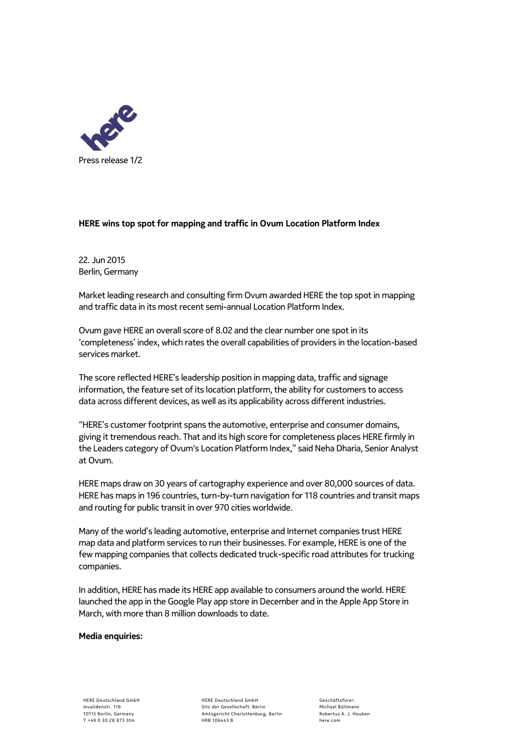**HERE wins top spot for mapping and traffic in Ovum Location Platform Index**

22. Jun 2015
Berlin, Germany

Market leading research and consulting firm Ovum awarded HERE the top spot in mapping and traffic data in its most recent semi-annual Location Platform Index.

Ovum gave HERE an overall score of 8.02 and the clear number one spot in its 'completeness' index, which rates the overall capabilities of providers in the location-based services market.

The score reflected HERE's leadership position in mapping data, traffic and signage information, the feature set of its location platform, the ability for customers to access data across different devices, as well as its applicability across different industries.

"HERE's customer footprint spans the automotive, enterprise and consumer domains, giving it tremendous reach. That and its high score for completeness places HERE firmly in the Leaders category of Ovum's Location Platform Index," said Neha Dharia, Senior Analyst at Ovum.

HERE maps draw on 30 years of cartography experience and over 80,000 sources of data. HERE has maps in 196 countries, turn-by-turn navigation for 118 countries and transit maps and routing for public transit in over 970 cities worldwide.

Many of the world's leading automotive, enterprise and Internet companies trust HERE map data and platform services to run their businesses. For example, HERE is one of the few mapping companies that collects dedicated truck-specific road attributes for trucking companies.

In addition, HERE has made its HERE app available to consumers around the world. HERE launched the app in the Google Play app store in December and in the Apple App Store in March, with more than 8 million downloads to date.

**Media enquiries:**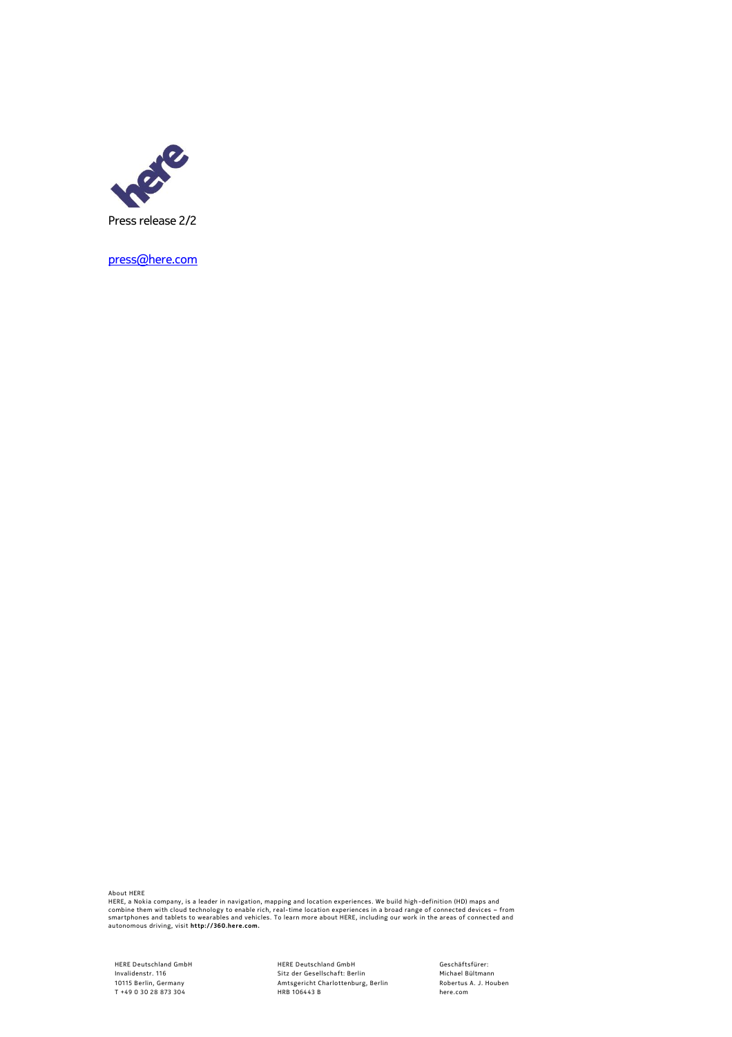Press release 2/2

[press@here.com](mailto:press@here.com)

About HERE
HERE, a Nokia company, is a leader in navigation, mapping and location experiences. We build high-definition (HD) maps and combine them with cloud technology to enable rich, real-time location experiences in a broad range of connected devices – from smartphones and tablets to wearables and vehicles. To learn more about HERE, including our work in the areas of connected and autonomous driving, visit **http://360.here.com.**

HERE Deutschland GmbH
Invalidenstr. 116
10115 Berlin, Germany
T +49 0 30 28 873 304

HERE Deutschland GmbH
Sitz der Gesellschaft: Berlin
Amtsgericht Charlottenburg, Berlin
HRB 106443 B

Geschäftsfürer:
Michael Bültmann
Robertus A. J. Houben
here.com